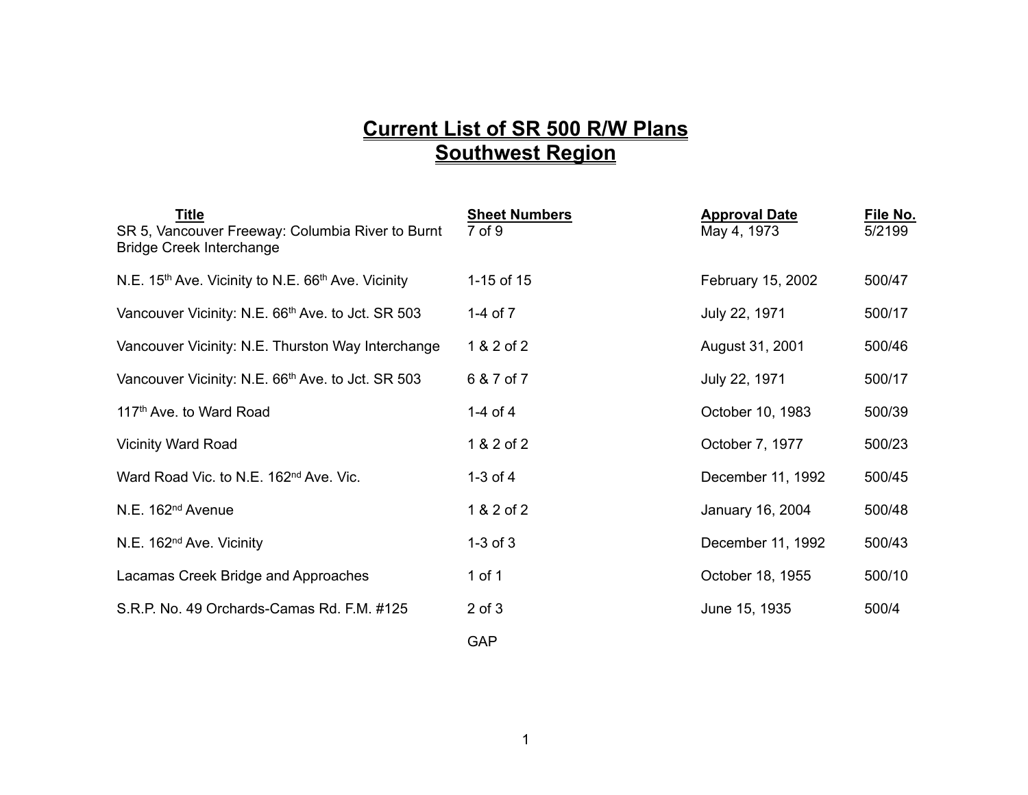# Current List of SR 500 R/W Plans
# Southwest Region

| Title | Sheet Numbers | Approval Date | File No. |
| --- | --- | --- | --- |
| SR 5, Vancouver Freeway: Columbia River to Burnt Bridge Creek Interchange | 7 of 9 | May 4, 1973 | 5/2199 |
| N.E. 15th Ave. Vicinity to N.E. 66th Ave. Vicinity | 1-15 of 15 | February 15, 2002 | 500/47 |
| Vancouver Vicinity: N.E. 66th Ave. to Jct. SR 503 | 1-4 of 7 | July 22, 1971 | 500/17 |
| Vancouver Vicinity: N.E. Thurston Way Interchange | 1 & 2 of 2 | August 31, 2001 | 500/46 |
| Vancouver Vicinity: N.E. 66th Ave. to Jct. SR 503 | 6 & 7 of 7 | July 22, 1971 | 500/17 |
| 117th Ave. to Ward Road | 1-4 of 4 | October 10, 1983 | 500/39 |
| Vicinity Ward Road | 1 & 2 of 2 | October 7, 1977 | 500/23 |
| Ward Road Vic. to N.E. 162nd Ave. Vic. | 1-3 of 4 | December 11, 1992 | 500/45 |
| N.E. 162nd Avenue | 1 & 2 of 2 | January 16, 2004 | 500/48 |
| N.E. 162nd Ave. Vicinity | 1-3 of 3 | December 11, 1992 | 500/43 |
| Lacamas Creek Bridge and Approaches | 1 of 1 | October 18, 1955 | 500/10 |
| S.R.P. No. 49 Orchards-Camas Rd. F.M. #125 | 2 of 3 | June 15, 1935 | 500/4 |
| | GAP | | |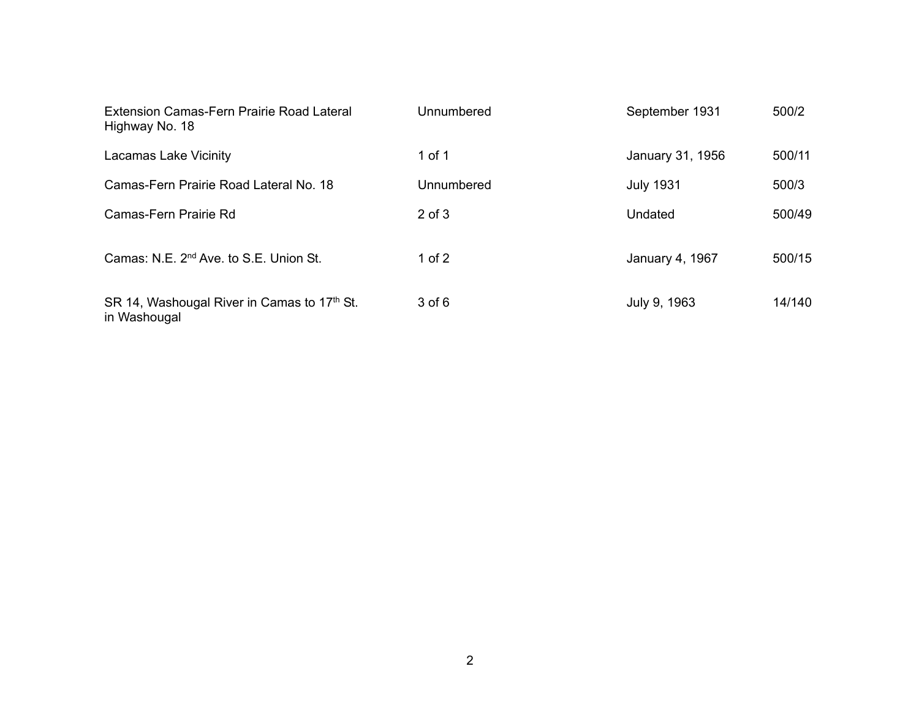| | | | |
|---|---|---|---|
| Extension Camas-Fern Prairie Road Lateral Highway No. 18 | Unnumbered | September 1931 | 500/2 |
| Lacamas Lake Vicinity | 1 of 1 | January 31, 1956 | 500/11 |
| Camas-Fern Prairie Road Lateral No. 18 | Unnumbered | July 1931 | 500/3 |
| Camas-Fern Prairie Rd | 2 of 3 | Undated | 500/49 |
| Camas: N.E. 2nd Ave. to S.E. Union St. | 1 of 2 | January 4, 1967 | 500/15 |
| SR 14, Washougal River in Camas to 17th St. in Washougal | 3 of 6 | July 9, 1963 | 14/140 |